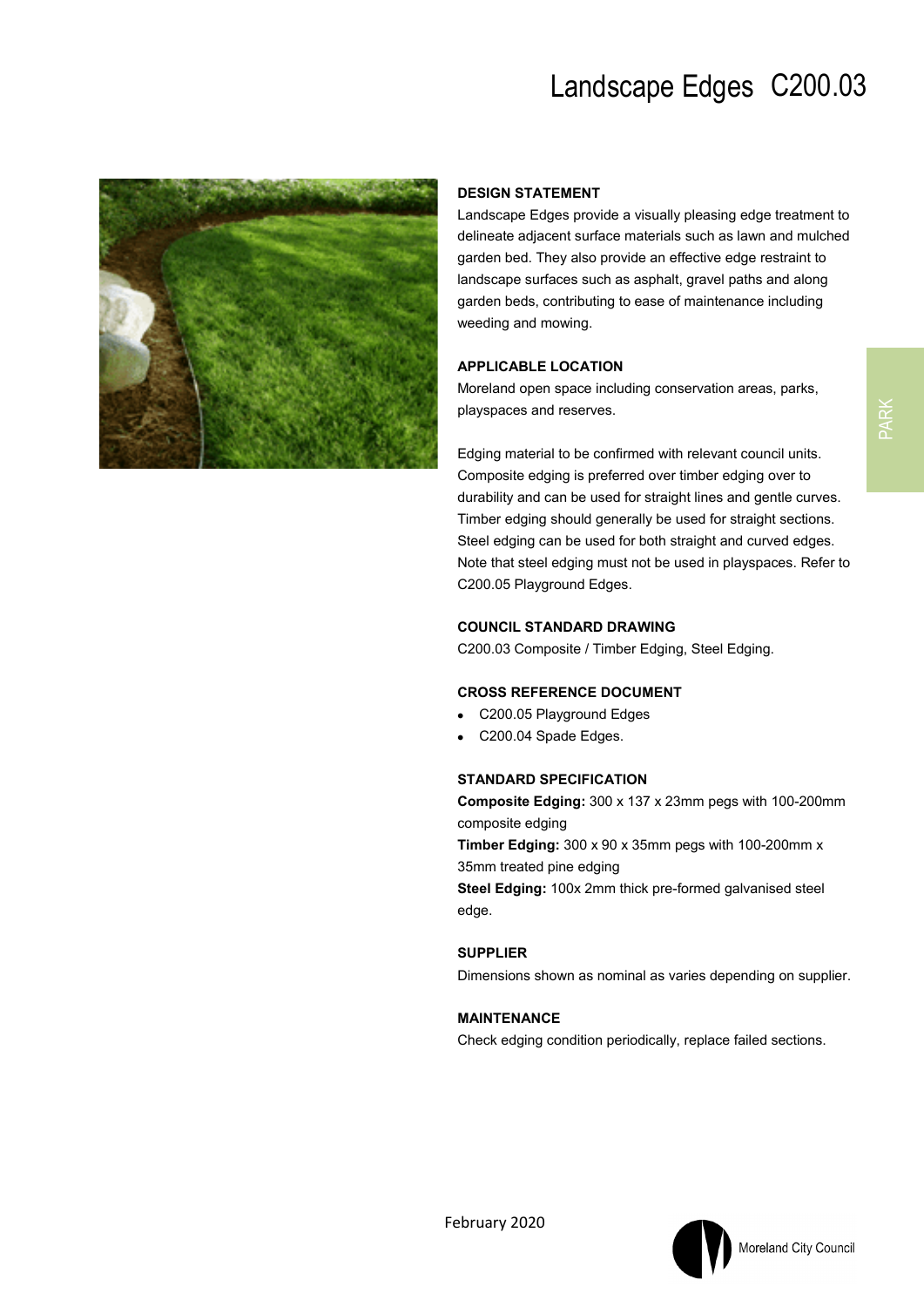# Landscape Edges C200.03

PARK

## DESIGN STATEMENT

Landscape Edges provide a visually pleasing edge treatment to delineate adjacent surface materials such as lawn and mulched garden bed. They also provide an effective edge restraint to landscape surfaces such as asphalt, gravel paths and along garden beds, contributing to ease of maintenance including weeding and mowing.

## APPLICABLE LOCATION

Moreland open space including conservation areas, parks, playspaces and reserves.

Edging material to be confirmed with relevant council units. Composite edging is preferred over timber edging over to durability and can be used for straight lines and gentle curves. Timber edging should generally be used for straight sections. Steel edging can be used for both straight and curved edges. Note that steel edging must not be used in playspaces. Refer to C200.05 Playground Edges.

## COUNCIL STANDARD DRAWING

C200.03 Composite / Timber Edging, Steel Edging.

## CROSS REFERENCE DOCUMENT

- C200.05 Playground Edges
- C200.04 Spade Edges.

## STANDARD SPECIFICATION

**Composite Edging:** 300 x 137 x 23mm pegs with 100-200mm composite edging
**Timber Edging:** 300 x 90 x 35mm pegs with 100-200mm x 35mm treated pine edging
**Steel Edging:** 100x 2mm thick pre-formed galvanised steel edge.

## SUPPLIER

Dimensions shown as nominal as varies depending on supplier.

## MAINTENANCE

Check edging condition periodically, replace failed sections.

February 2020

Moreland City Council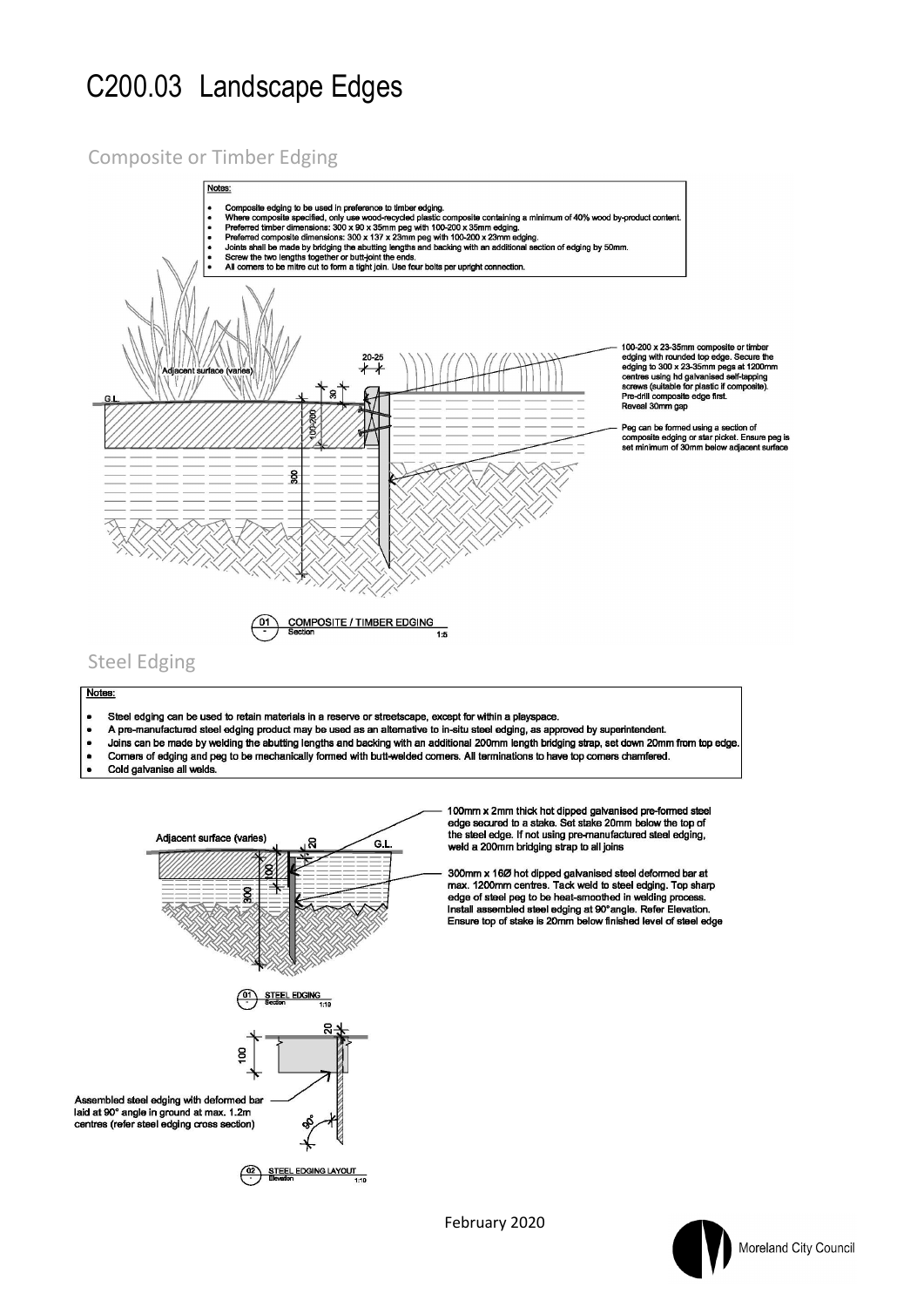# C200.03 Landscape Edges

## Composite or Timber Edging

Notes:

- Composite edging to be used in preference to timber edging.
- Where composite specified, only use wood-recycled plastic composite containing a minimum of 40% wood by-product content.
- Preferred timber dimensions: 300 x 90 x 35mm peg with 100-200 x 35mm edging.
- Preferred composite dimensions: 300 x 137 x 23mm peg with 100-200 x 23mm edging.
- Joints shall be made by bridging the abutting lengths and backing with an additional section of edging by 50mm.
- Screw the two lengths together or butt-joint the ends.
- All corners to be mitre cut to form a tight join. Use four bolts per upright connection.

Adjacent surface (varies)

G.L.

20-25

30

100-200

300

100-200 x 23-35mm composite or timber edging with rounded top edge. Secure the edging to 300 x 23-35mm pegs at 1200mm centres using hd galvanised self-tapping screws (suitable for plastic if composite). Pre-drill composite edge first. Reveal 30mm gap

Peg can be formed using a section of composite edging or star picket. Ensure peg is set minimum of 30mm below adjacent surface

01 COMPOSITE / TIMBER EDGING
Section 1:5

## Steel Edging

Notes:

- Steel edging can be used to retain materials in a reserve or streetscape, except for within a playspace.
- A pre-manufactured steel edging product may be used as an alternative to in-situ steel edging, as approved by superintendent.
- Joins can be made by welding the abutting lengths and backing with an additional 200mm length bridging strap, set down 20mm from top edge.
- Corners of edging and peg to be mechanically formed with butt-welded corners. All terminations to have top corners chamfered.
- Cold galvanise all welds.

Adjacent surface (varies)

G.L.

20

100

300

100mm x 2mm thick hot dipped galvanised pre-formed steel edge secured to a stake. Set stake 20mm below the top of the steel edge. If not using pre-manufactured steel edging, weld a 200mm bridging strap to all joins

300mm x 16Ø hot dipped galvanised steel deformed bar at max. 1200mm centres. Tack weld to steel edging. Top sharp edge of steel peg to be heat-smoothed in welding process. Install assembled steel edging at 90°angle. Refer Elevation. Ensure top of stake is 20mm below finished level of steel edge

01 STEEL EDGING
Section 1:10

100

20

90°

Assembled steel edging with deformed bar laid at 90° angle in ground at max. 1.2m centres (refer steel edging cross section)

02 STEEL EDGING LAYOUT
Elevation 1:10

February 2020

Moreland City Council